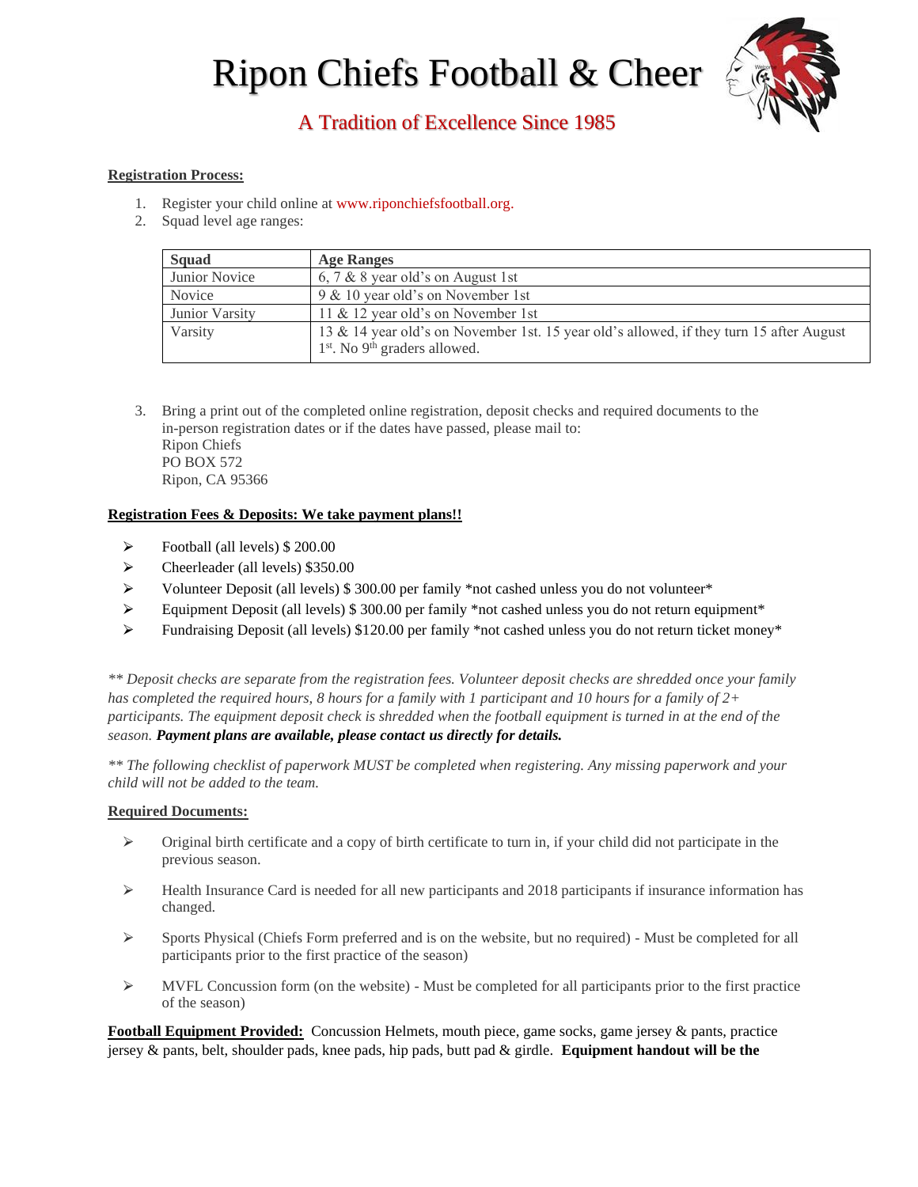# Ripon Chiefs Football & Cheer

## A Tradition of Excellence Since 1985

**Registration Process:**

1. Register your child online at www.riponchiefsfootball.org.
2. Squad level age ranges:

| Squad | Age Ranges |
|---|---|
| Junior Novice | 6, 7 & 8 year old's on August 1st |
| Novice | 9 & 10 year old's on November 1st |
| Junior Varsity | 11 & 12 year old's on November 1st |
| Varsity | 13 & 14 year old's on November 1st. 15 year old's allowed, if they turn 15 after August 1st. No 9th graders allowed. |

3. Bring a print out of the completed online registration, deposit checks and required documents to the in-person registration dates or if the dates have passed, please mail to:
   Ripon Chiefs
   PO BOX 572
   Ripon, CA 95366

**Registration Fees & Deposits: We take payment plans!!**

- Football (all levels) $ 200.00
- Cheerleader (all levels) $350.00
- Volunteer Deposit (all levels) $ 300.00 per family *not cashed unless you do not volunteer*
- Equipment Deposit (all levels) $ 300.00 per family *not cashed unless you do not return equipment*
- Fundraising Deposit (all levels) $120.00 per family *not cashed unless you do not return ticket money*

*** Deposit checks are separate from the registration fees. Volunteer deposit checks are shredded once your family has completed the required hours, 8 hours for a family with 1 participant and 10 hours for a family of 2+ participants. The equipment deposit check is shredded when the football equipment is turned in at the end of the season.* ***Payment plans are available, please contact us directly for details.***

*** The following checklist of paperwork MUST be completed when registering. Any missing paperwork and your child will not be added to the team.*

**Required Documents:**

- Original birth certificate and a copy of birth certificate to turn in, if your child did not participate in the previous season.
- Health Insurance Card is needed for all new participants and 2018 participants if insurance information has changed.
- Sports Physical (Chiefs Form preferred and is on the website, but no required) - Must be completed for all participants prior to the first practice of the season)
- MVFL Concussion form (on the website) - Must be completed for all participants prior to the first practice of the season)

**Football Equipment Provided:** Concussion Helmets, mouth piece, game socks, game jersey & pants, practice jersey & pants, belt, shoulder pads, knee pads, hip pads, butt pad & girdle. **Equipment handout will be the**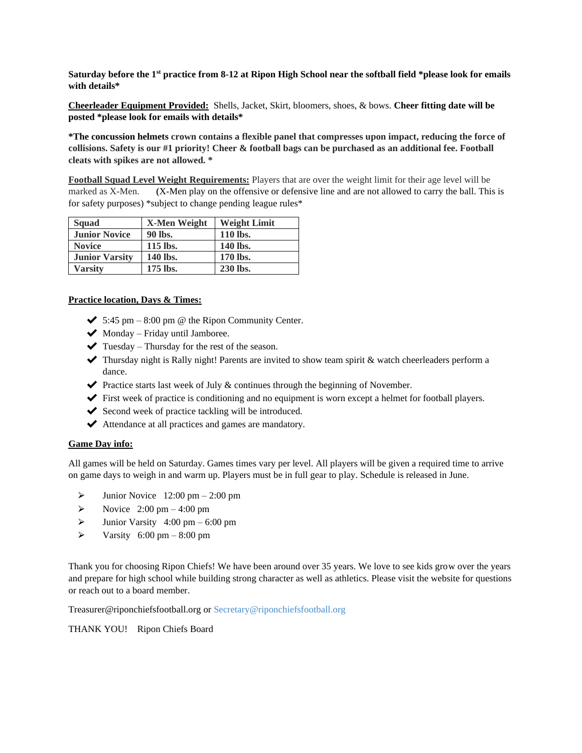**Saturday before the 1st practice from 8-12 at Ripon High School near the softball field *please look for emails with details***

**Cheerleader Equipment Provided:** Shells, Jacket, Skirt, bloomers, shoes, & bows. **Cheer fitting date will be posted *please look for emails with details***

***The concussion helmets crown contains a flexible panel that compresses upon impact, reducing the force of collisions. Safety is our #1 priority! Cheer & football bags can be purchased as an additional fee. Football cleats with spikes are not allowed. ***

**Football Squad Level Weight Requirements:** Players that are over the weight limit for their age level will be marked as X-Men. (X-Men play on the offensive or defensive line and are not allowed to carry the ball. This is for safety purposes) *subject to change pending league rules*

| Squad | X-Men Weight | Weight Limit |
|---|---|---|
| Junior Novice | 90 lbs. | 110 lbs. |
| Novice | 115 lbs. | 140 lbs. |
| Junior Varsity | 140 lbs. | 170 lbs. |
| Varsity | 175 lbs. | 230 lbs. |

**Practice location, Days & Times:**

- 5:45 pm – 8:00 pm @ the Ripon Community Center.
- Monday – Friday until Jamboree.
- Tuesday – Thursday for the rest of the season.
- Thursday night is Rally night! Parents are invited to show team spirit & watch cheerleaders perform a dance.
- Practice starts last week of July & continues through the beginning of November.
- First week of practice is conditioning and no equipment is worn except a helmet for football players.
- Second week of practice tackling will be introduced.
- Attendance at all practices and games are mandatory.

**Game Day info:**

All games will be held on Saturday. Games times vary per level. All players will be given a required time to arrive on game days to weigh in and warm up. Players must be in full gear to play. Schedule is released in June.

- Junior Novice 12:00 pm – 2:00 pm
- Novice 2:00 pm – 4:00 pm
- Junior Varsity 4:00 pm – 6:00 pm
- Varsity 6:00 pm – 8:00 pm

Thank you for choosing Ripon Chiefs! We have been around over 35 years. We love to see kids grow over the years and prepare for high school while building strong character as well as athletics. Please visit the website for questions or reach out to a board member.

Treasurer@riponchiefsfootball.org or Secretary@riponchiefsfootball.org

THANK YOU! Ripon Chiefs Board